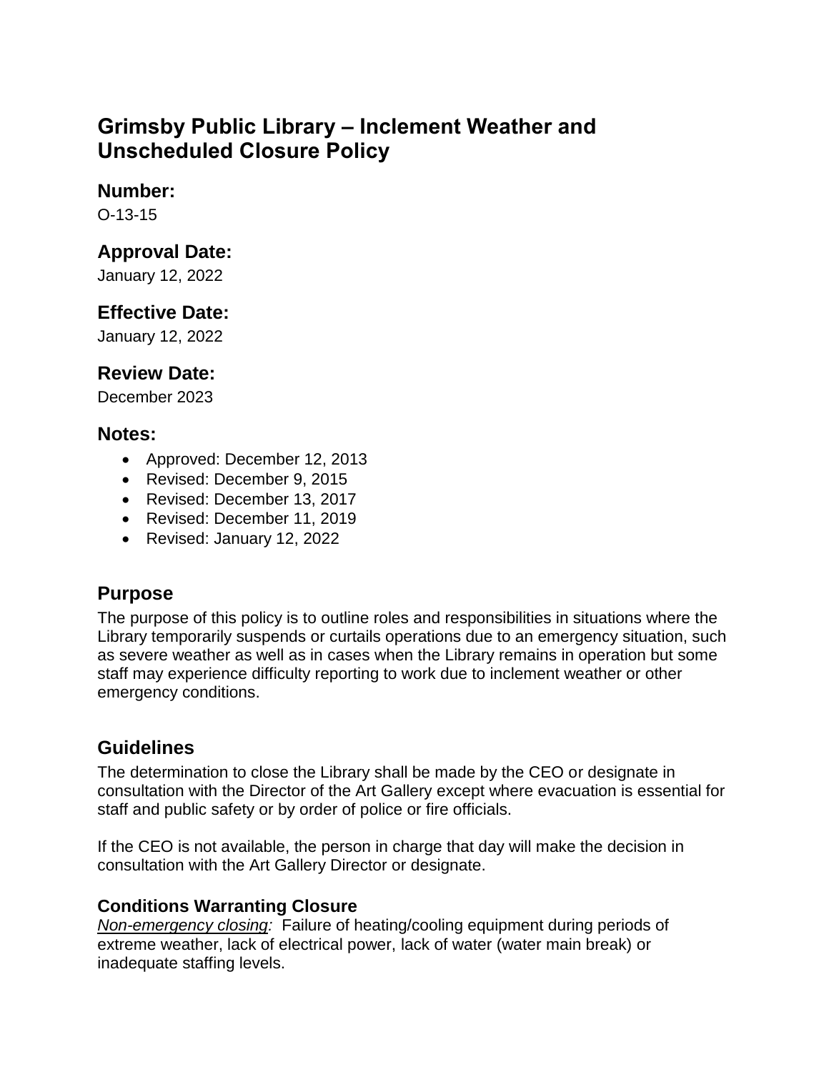# Grimsby Public Library – Inclement Weather and Unscheduled Closure Policy

## Number:

O-13-15

## Approval Date:

January 12, 2022

## Effective Date:

January 12, 2022

## Review Date:

December 2023

## Notes:

- Approved: December 12, 2013
- Revised: December 9, 2015
- Revised: December 13, 2017
- Revised: December 11, 2019
- Revised: January 12, 2022

## Purpose

The purpose of this policy is to outline roles and responsibilities in situations where the Library temporarily suspends or curtails operations due to an emergency situation, such as severe weather as well as in cases when the Library remains in operation but some staff may experience difficulty reporting to work due to inclement weather or other emergency conditions.

## Guidelines

The determination to close the Library shall be made by the CEO or designate in consultation with the Director of the Art Gallery except where evacuation is essential for staff and public safety or by order of police or fire officials.

If the CEO is not available, the person in charge that day will make the decision in consultation with the Art Gallery Director or designate.

### Conditions Warranting Closure

*Non-emergency closing:* Failure of heating/cooling equipment during periods of extreme weather, lack of electrical power, lack of water (water main break) or inadequate staffing levels.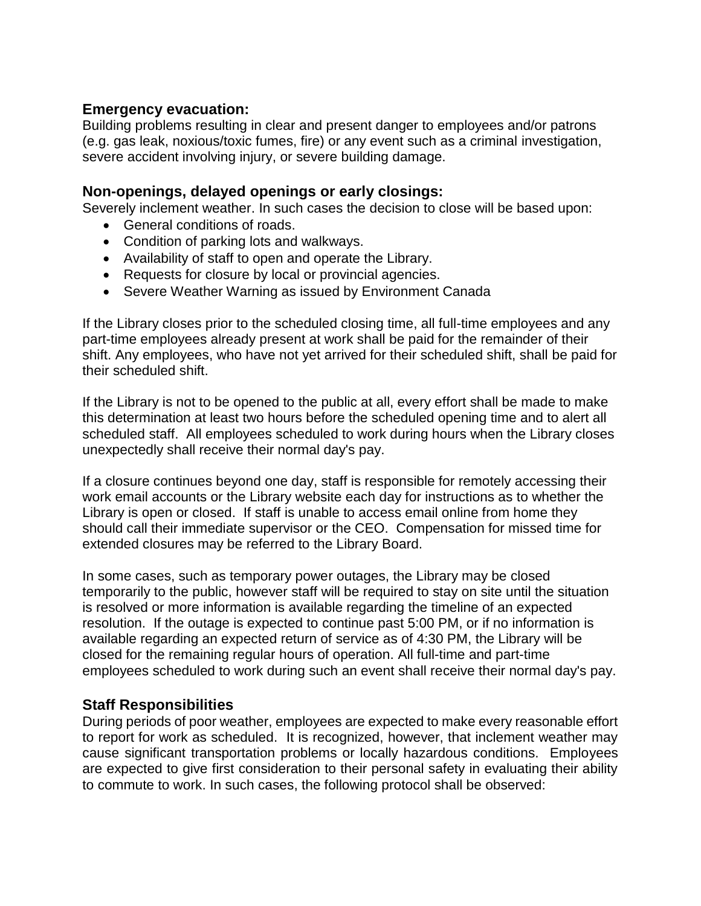### Emergency evacuation:

Building problems resulting in clear and present danger to employees and/or patrons (e.g. gas leak, noxious/toxic fumes, fire) or any event such as a criminal investigation, severe accident involving injury, or severe building damage.

### Non-openings, delayed openings or early closings:

Severely inclement weather. In such cases the decision to close will be based upon:

- General conditions of roads.
- Condition of parking lots and walkways.
- Availability of staff to open and operate the Library.
- Requests for closure by local or provincial agencies.
- Severe Weather Warning as issued by Environment Canada

If the Library closes prior to the scheduled closing time, all full-time employees and any part-time employees already present at work shall be paid for the remainder of their shift. Any employees, who have not yet arrived for their scheduled shift, shall be paid for their scheduled shift.

If the Library is not to be opened to the public at all, every effort shall be made to make this determination at least two hours before the scheduled opening time and to alert all scheduled staff. All employees scheduled to work during hours when the Library closes unexpectedly shall receive their normal day's pay.

If a closure continues beyond one day, staff is responsible for remotely accessing their work email accounts or the Library website each day for instructions as to whether the Library is open or closed. If staff is unable to access email online from home they should call their immediate supervisor or the CEO. Compensation for missed time for extended closures may be referred to the Library Board.

In some cases, such as temporary power outages, the Library may be closed temporarily to the public, however staff will be required to stay on site until the situation is resolved or more information is available regarding the timeline of an expected resolution. If the outage is expected to continue past 5:00 PM, or if no information is available regarding an expected return of service as of 4:30 PM, the Library will be closed for the remaining regular hours of operation. All full-time and part-time employees scheduled to work during such an event shall receive their normal day's pay.

### Staff Responsibilities

During periods of poor weather, employees are expected to make every reasonable effort to report for work as scheduled. It is recognized, however, that inclement weather may cause significant transportation problems or locally hazardous conditions. Employees are expected to give first consideration to their personal safety in evaluating their ability to commute to work. In such cases, the following protocol shall be observed: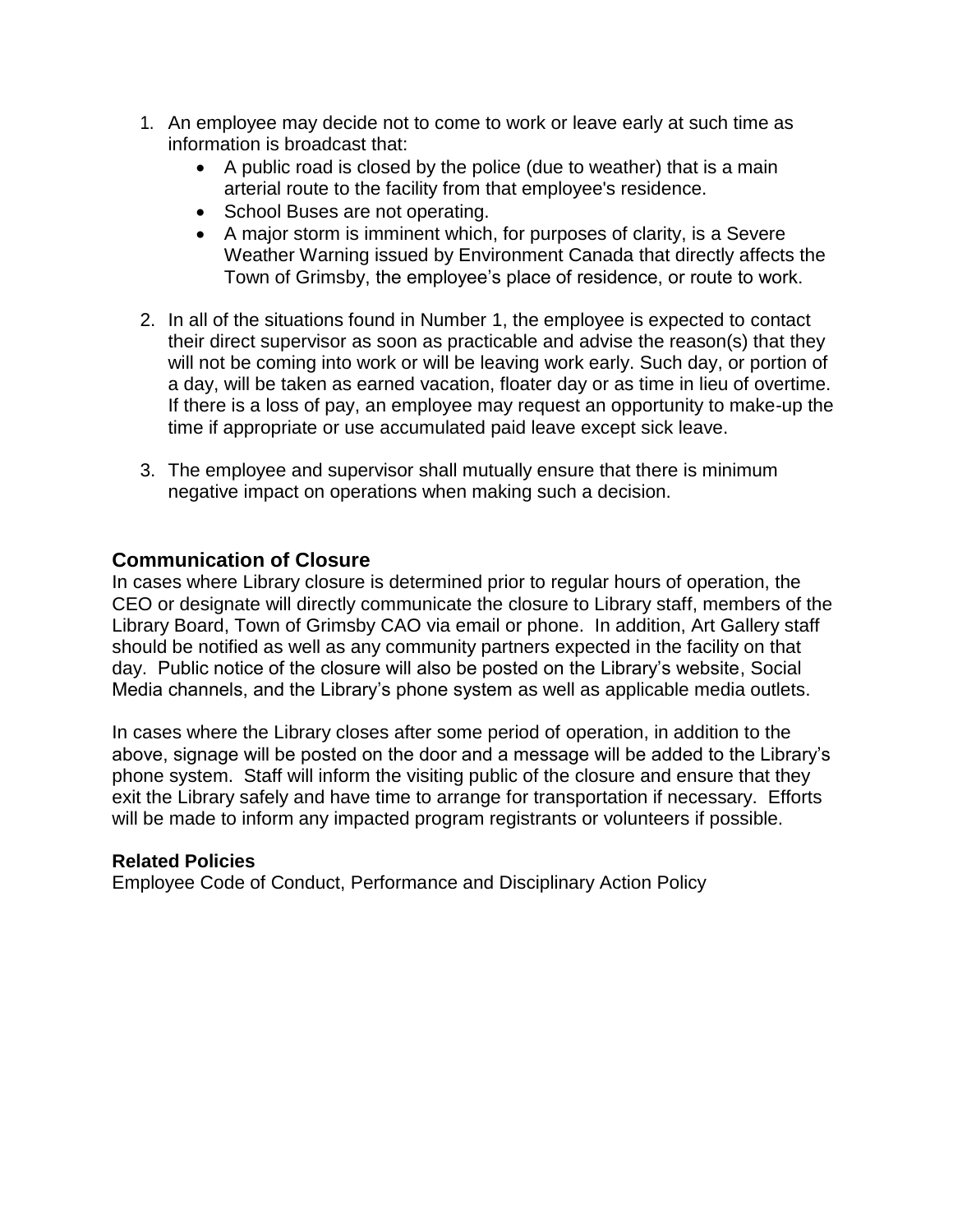1. An employee may decide not to come to work or leave early at such time as information is broadcast that:
    - A public road is closed by the police (due to weather) that is a main arterial route to the facility from that employee's residence.
    - School Buses are not operating.
    - A major storm is imminent which, for purposes of clarity, is a Severe Weather Warning issued by Environment Canada that directly affects the Town of Grimsby, the employee's place of residence, or route to work.

2. In all of the situations found in Number 1, the employee is expected to contact their direct supervisor as soon as practicable and advise the reason(s) that they will not be coming into work or will be leaving work early. Such day, or portion of a day, will be taken as earned vacation, floater day or as time in lieu of overtime. If there is a loss of pay, an employee may request an opportunity to make-up the time if appropriate or use accumulated paid leave except sick leave.

3. The employee and supervisor shall mutually ensure that there is minimum negative impact on operations when making such a decision.

## Communication of Closure

In cases where Library closure is determined prior to regular hours of operation, the CEO or designate will directly communicate the closure to Library staff, members of the Library Board, Town of Grimsby CAO via email or phone. In addition, Art Gallery staff should be notified as well as any community partners expected in the facility on that day. Public notice of the closure will also be posted on the Library's website, Social Media channels, and the Library's phone system as well as applicable media outlets.

In cases where the Library closes after some period of operation, in addition to the above, signage will be posted on the door and a message will be added to the Library's phone system. Staff will inform the visiting public of the closure and ensure that they exit the Library safely and have time to arrange for transportation if necessary. Efforts will be made to inform any impacted program registrants or volunteers if possible.

**Related Policies**

Employee Code of Conduct, Performance and Disciplinary Action Policy